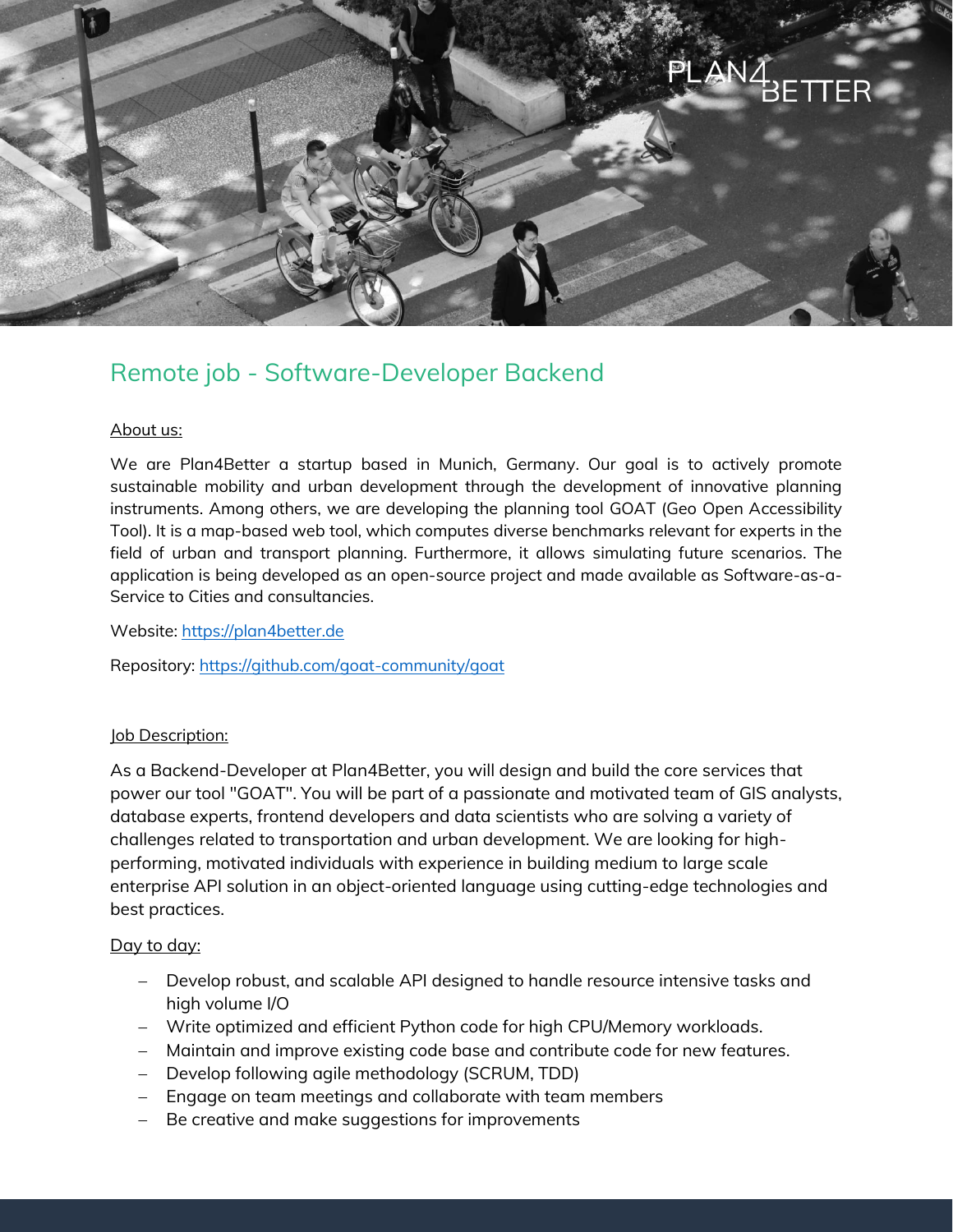# Remote job - Software-Developer Backend

About us:

We are Plan4Better a startup based in Munich, Germany. Our goal is to actively promote sustainable mobility and urban development through the development of innovative planning instruments. Among others, we are developing the planning tool GOAT (Geo Open Accessibility Tool). It is a map-based web tool, which computes diverse benchmarks relevant for experts in the field of urban and transport planning. Furthermore, it allows simulating future scenarios. The application is being developed as an open-source project and made available as Software-as-a-Service to Cities and consultancies.

Website: [https://plan4better.de](https://plan4better.de)

Repository: [https://github.com/goat-community/goat](https://github.com/goat-community/goat)

Job Description:

As a Backend-Developer at Plan4Better, you will design and build the core services that power our tool "GOAT". You will be part of a passionate and motivated team of GIS analysts, database experts, frontend developers and data scientists who are solving a variety of challenges related to transportation and urban development. We are looking for high-performing, motivated individuals with experience in building medium to large scale enterprise API solution in an object-oriented language using cutting-edge technologies and best practices.

Day to day:

- Develop robust, and scalable API designed to handle resource intensive tasks and high volume I/O
- Write optimized and efficient Python code for high CPU/Memory workloads.
- Maintain and improve existing code base and contribute code for new features.
- Develop following agile methodology (SCRUM, TDD)
- Engage on team meetings and collaborate with team members
- Be creative and make suggestions for improvements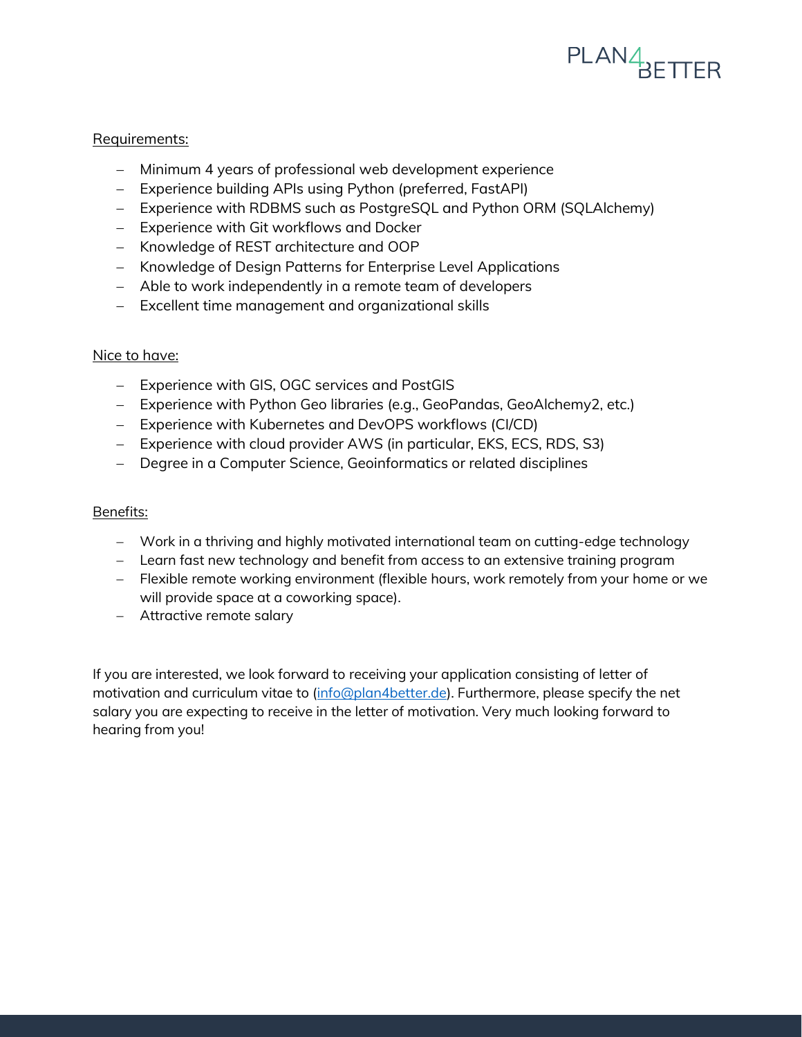Requirements:

- Minimum 4 years of professional web development experience
- Experience building APIs using Python (preferred, FastAPI)
- Experience with RDBMS such as PostgreSQL and Python ORM (SQLAlchemy)
- Experience with Git workflows and Docker
- Knowledge of REST architecture and OOP
- Knowledge of Design Patterns for Enterprise Level Applications
- Able to work independently in a remote team of developers
- Excellent time management and organizational skills

Nice to have:

- Experience with GIS, OGC services and PostGIS
- Experience with Python Geo libraries (e.g., GeoPandas, GeoAlchemy2, etc.)
- Experience with Kubernetes and DevOPS workflows (CI/CD)
- Experience with cloud provider AWS (in particular, EKS, ECS, RDS, S3)
- Degree in a Computer Science, Geoinformatics or related disciplines

Benefits:

- Work in a thriving and highly motivated international team on cutting-edge technology
- Learn fast new technology and benefit from access to an extensive training program
- Flexible remote working environment (flexible hours, work remotely from your home or we will provide space at a coworking space).
- Attractive remote salary

If you are interested, we look forward to receiving your application consisting of letter of motivation and curriculum vitae to (info@plan4better.de). Furthermore, please specify the net salary you are expecting to receive in the letter of motivation. Very much looking forward to hearing from you!